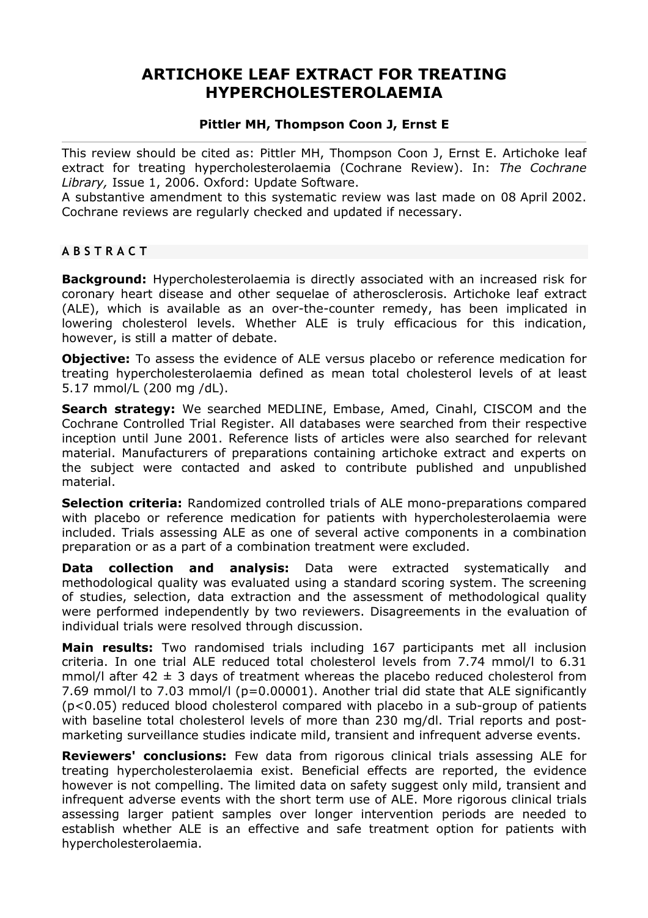# ARTICHOKE LEAF EXTRACT FOR TREATING HYPERCHOLESTEROLAEMIA

**Pittler MH, Thompson Coon J, Ernst E**

This review should be cited as: Pittler MH, Thompson Coon J, Ernst E. Artichoke leaf extract for treating hypercholesterolaemia (Cochrane Review). In: *The Cochrane Library,* Issue 1, 2006. Oxford: Update Software.
A substantive amendment to this systematic review was last made on 08 April 2002. Cochrane reviews are regularly checked and updated if necessary.

## ABSTRACT

**Background:** Hypercholesterolaemia is directly associated with an increased risk for coronary heart disease and other sequelae of atherosclerosis. Artichoke leaf extract (ALE), which is available as an over-the-counter remedy, has been implicated in lowering cholesterol levels. Whether ALE is truly efficacious for this indication, however, is still a matter of debate.

**Objective:** To assess the evidence of ALE versus placebo or reference medication for treating hypercholesterolaemia defined as mean total cholesterol levels of at least 5.17 mmol/L (200 mg /dL).

**Search strategy:** We searched MEDLINE, Embase, Amed, Cinahl, CISCOM and the Cochrane Controlled Trial Register. All databases were searched from their respective inception until June 2001. Reference lists of articles were also searched for relevant material. Manufacturers of preparations containing artichoke extract and experts on the subject were contacted and asked to contribute published and unpublished material.

**Selection criteria:** Randomized controlled trials of ALE mono-preparations compared with placebo or reference medication for patients with hypercholesterolaemia were included. Trials assessing ALE as one of several active components in a combination preparation or as a part of a combination treatment were excluded.

**Data collection and analysis:** Data were extracted systematically and methodological quality was evaluated using a standard scoring system. The screening of studies, selection, data extraction and the assessment of methodological quality were performed independently by two reviewers. Disagreements in the evaluation of individual trials were resolved through discussion.

**Main results:** Two randomised trials including 167 participants met all inclusion criteria. In one trial ALE reduced total cholesterol levels from 7.74 mmol/l to 6.31 mmol/l after 42 ± 3 days of treatment whereas the placebo reduced cholesterol from 7.69 mmol/l to 7.03 mmol/l ($p=0.00001$). Another trial did state that ALE significantly ($p<0.05$) reduced blood cholesterol compared with placebo in a sub-group of patients with baseline total cholesterol levels of more than 230 mg/dl. Trial reports and post-marketing surveillance studies indicate mild, transient and infrequent adverse events.

**Reviewers' conclusions:** Few data from rigorous clinical trials assessing ALE for treating hypercholesterolaemia exist. Beneficial effects are reported, the evidence however is not compelling. The limited data on safety suggest only mild, transient and infrequent adverse events with the short term use of ALE. More rigorous clinical trials assessing larger patient samples over longer intervention periods are needed to establish whether ALE is an effective and safe treatment option for patients with hypercholesterolaemia.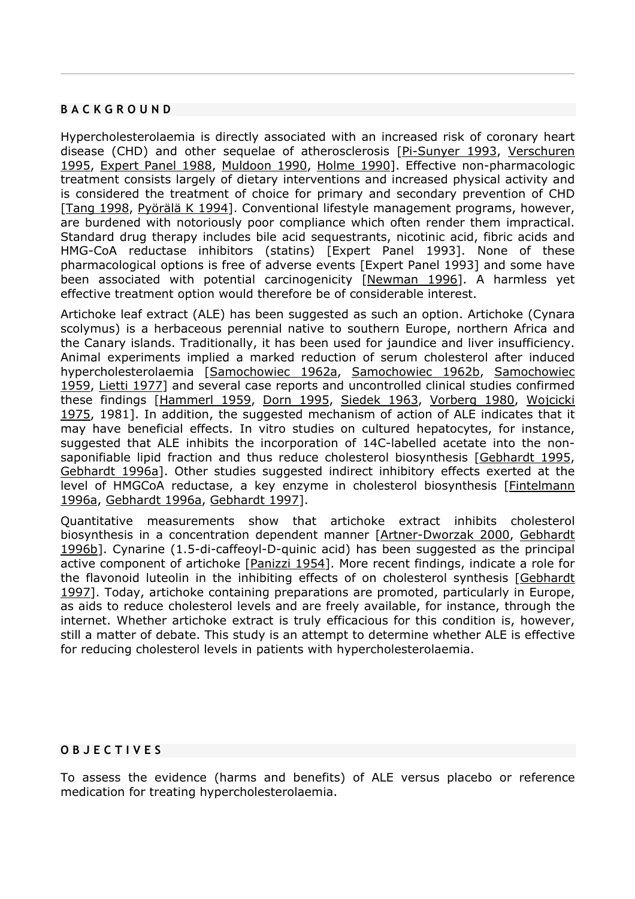## BACKGROUND

Hypercholesterolaemia is directly associated with an increased risk of coronary heart disease (CHD) and other sequelae of atherosclerosis [Pi-Sunyer 1993, Verschuren 1995, Expert Panel 1988, Muldoon 1990, Holme 1990]. Effective non-pharmacologic treatment consists largely of dietary interventions and increased physical activity and is considered the treatment of choice for primary and secondary prevention of CHD [Tang 1998, Pyörälä K 1994]. Conventional lifestyle management programs, however, are burdened with notoriously poor compliance which often render them impractical. Standard drug therapy includes bile acid sequestrants, nicotinic acid, fibric acids and HMG-CoA reductase inhibitors (statins) [Expert Panel 1993]. None of these pharmacological options is free of adverse events [Expert Panel 1993] and some have been associated with potential carcinogenicity [Newman 1996]. A harmless yet effective treatment option would therefore be of considerable interest.

Artichoke leaf extract (ALE) has been suggested as such an option. Artichoke (Cynara scolymus) is a herbaceous perennial native to southern Europe, northern Africa and the Canary islands. Traditionally, it has been used for jaundice and liver insufficiency. Animal experiments implied a marked reduction of serum cholesterol after induced hypercholesterolaemia [Samochowiec 1962a, Samochowiec 1962b, Samochowiec 1959, Lietti 1977] and several case reports and uncontrolled clinical studies confirmed these findings [Hammerl 1959, Dorn 1995, Siedek 1963, Vorberg 1980, Wojcicki 1975, 1981]. In addition, the suggested mechanism of action of ALE indicates that it may have beneficial effects. In vitro studies on cultured hepatocytes, for instance, suggested that ALE inhibits the incorporation of 14C-labelled acetate into the non-saponifiable lipid fraction and thus reduce cholesterol biosynthesis [Gebhardt 1995, Gebhardt 1996a]. Other studies suggested indirect inhibitory effects exerted at the level of HMGCoA reductase, a key enzyme in cholesterol biosynthesis [Fintelmann 1996a, Gebhardt 1996a, Gebhardt 1997].

Quantitative measurements show that artichoke extract inhibits cholesterol biosynthesis in a concentration dependent manner [Artner-Dworzak 2000, Gebhardt 1996b]. Cynarine (1.5-di-caffeoyl-D-quinic acid) has been suggested as the principal active component of artichoke [Panizzi 1954]. More recent findings, indicate a role for the flavonoid luteolin in the inhibiting effects of on cholesterol synthesis [Gebhardt 1997]. Today, artichoke containing preparations are promoted, particularly in Europe, as aids to reduce cholesterol levels and are freely available, for instance, through the internet. Whether artichoke extract is truly efficacious for this condition is, however, still a matter of debate. This study is an attempt to determine whether ALE is effective for reducing cholesterol levels in patients with hypercholesterolaemia.

## OBJECTIVES

To assess the evidence (harms and benefits) of ALE versus placebo or reference medication for treating hypercholesterolaemia.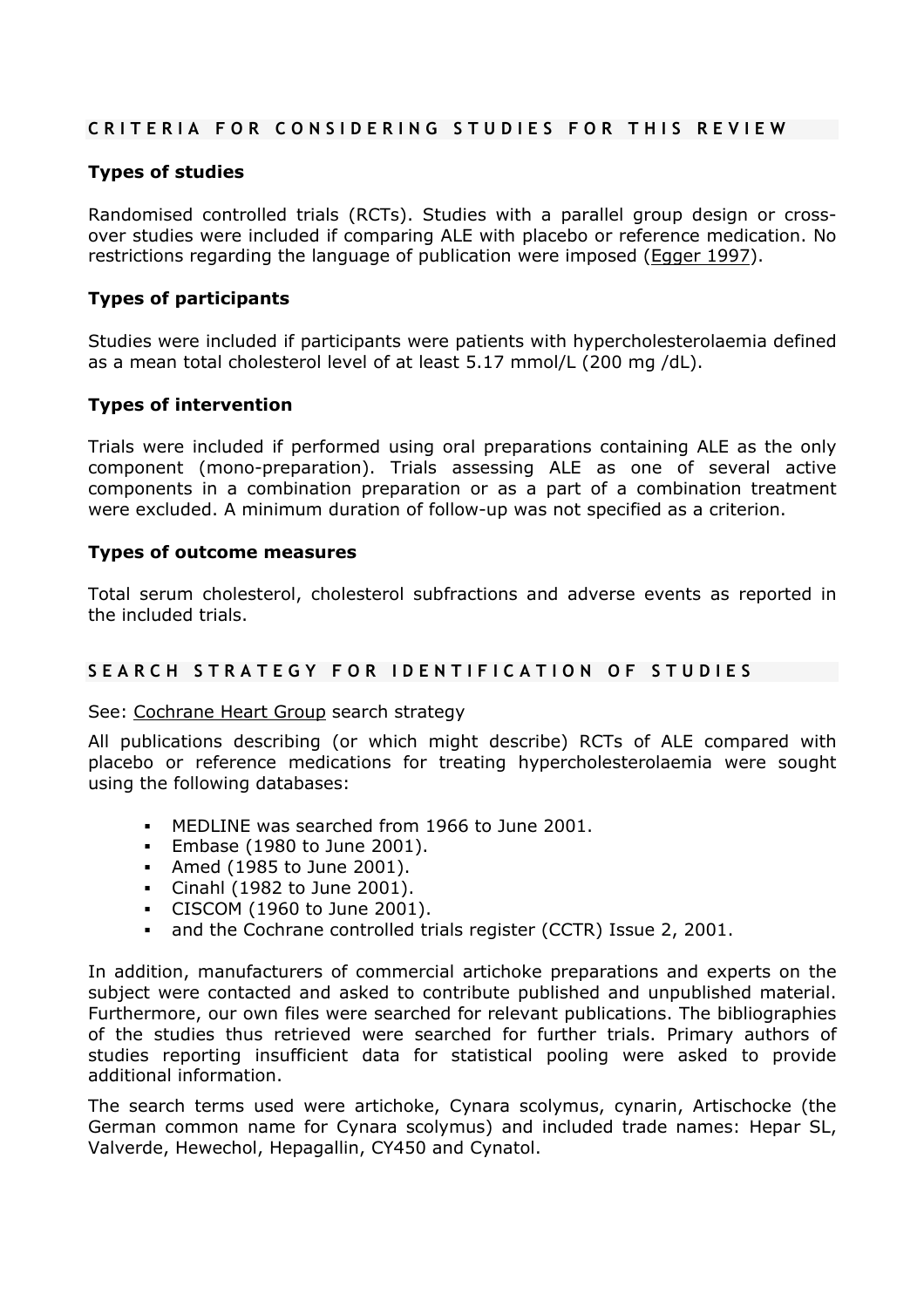## CRITERIA FOR CONSIDERING STUDIES FOR THIS REVIEW

### Types of studies

Randomised controlled trials (RCTs). Studies with a parallel group design or cross-over studies were included if comparing ALE with placebo or reference medication. No restrictions regarding the language of publication were imposed (Egger 1997).

### Types of participants

Studies were included if participants were patients with hypercholesterolaemia defined as a mean total cholesterol level of at least 5.17 mmol/L (200 mg /dL).

### Types of intervention

Trials were included if performed using oral preparations containing ALE as the only component (mono-preparation). Trials assessing ALE as one of several active components in a combination preparation or as a part of a combination treatment were excluded. A minimum duration of follow-up was not specified as a criterion.

### Types of outcome measures

Total serum cholesterol, cholesterol subfractions and adverse events as reported in the included trials.

## SEARCH STRATEGY FOR IDENTIFICATION OF STUDIES

See: Cochrane Heart Group search strategy

All publications describing (or which might describe) RCTs of ALE compared with placebo or reference medications for treating hypercholesterolaemia were sought using the following databases:

- MEDLINE was searched from 1966 to June 2001.
- Embase (1980 to June 2001).
- Amed (1985 to June 2001).
- Cinahl (1982 to June 2001).
- CISCOM (1960 to June 2001).
- and the Cochrane controlled trials register (CCTR) Issue 2, 2001.

In addition, manufacturers of commercial artichoke preparations and experts on the subject were contacted and asked to contribute published and unpublished material. Furthermore, our own files were searched for relevant publications. The bibliographies of the studies thus retrieved were searched for further trials. Primary authors of studies reporting insufficient data for statistical pooling were asked to provide additional information.

The search terms used were artichoke, Cynara scolymus, cynarin, Artischocke (the German common name for Cynara scolymus) and included trade names: Hepar SL, Valverde, Hewechol, Hepagallin, CY450 and Cynatol.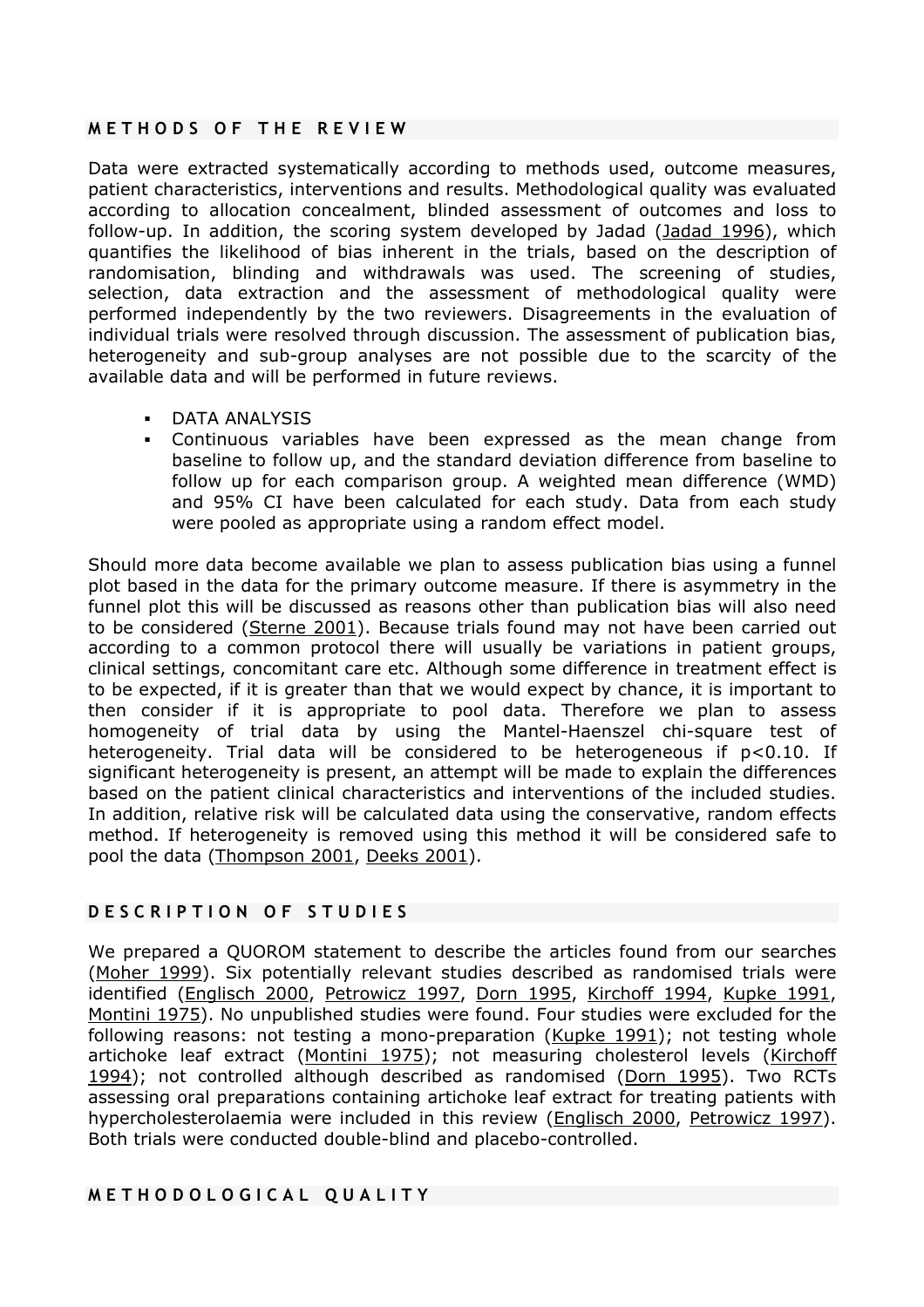## METHODS OF THE REVIEW

Data were extracted systematically according to methods used, outcome measures, patient characteristics, interventions and results. Methodological quality was evaluated according to allocation concealment, blinded assessment of outcomes and loss to follow-up. In addition, the scoring system developed by Jadad (Jadad 1996), which quantifies the likelihood of bias inherent in the trials, based on the description of randomisation, blinding and withdrawals was used. The screening of studies, selection, data extraction and the assessment of methodological quality were performed independently by the two reviewers. Disagreements in the evaluation of individual trials were resolved through discussion. The assessment of publication bias, heterogeneity and sub-group analyses are not possible due to the scarcity of the available data and will be performed in future reviews.

- DATA ANALYSIS
- Continuous variables have been expressed as the mean change from baseline to follow up, and the standard deviation difference from baseline to follow up for each comparison group. A weighted mean difference (WMD) and 95% CI have been calculated for each study. Data from each study were pooled as appropriate using a random effect model.

Should more data become available we plan to assess publication bias using a funnel plot based in the data for the primary outcome measure. If there is asymmetry in the funnel plot this will be discussed as reasons other than publication bias will also need to be considered (Sterne 2001). Because trials found may not have been carried out according to a common protocol there will usually be variations in patient groups, clinical settings, concomitant care etc. Although some difference in treatment effect is to be expected, if it is greater than that we would expect by chance, it is important to then consider if it is appropriate to pool data. Therefore we plan to assess homogeneity of trial data by using the Mantel-Haenszel chi-square test of heterogeneity. Trial data will be considered to be heterogeneous if $p<0.10$. If significant heterogeneity is present, an attempt will be made to explain the differences based on the patient clinical characteristics and interventions of the included studies. In addition, relative risk will be calculated data using the conservative, random effects method. If heterogeneity is removed using this method it will be considered safe to pool the data (Thompson 2001, Deeks 2001).

## DESCRIPTION OF STUDIES

We prepared a QUOROM statement to describe the articles found from our searches (Moher 1999). Six potentially relevant studies described as randomised trials were identified (Englisch 2000, Petrowicz 1997, Dorn 1995, Kirchoff 1994, Kupke 1991, Montini 1975). No unpublished studies were found. Four studies were excluded for the following reasons: not testing a mono-preparation (Kupke 1991); not testing whole artichoke leaf extract (Montini 1975); not measuring cholesterol levels (Kirchoff 1994); not controlled although described as randomised (Dorn 1995). Two RCTs assessing oral preparations containing artichoke leaf extract for treating patients with hypercholesterolaemia were included in this review (Englisch 2000, Petrowicz 1997). Both trials were conducted double-blind and placebo-controlled.

## METHODOLOGICAL QUALITY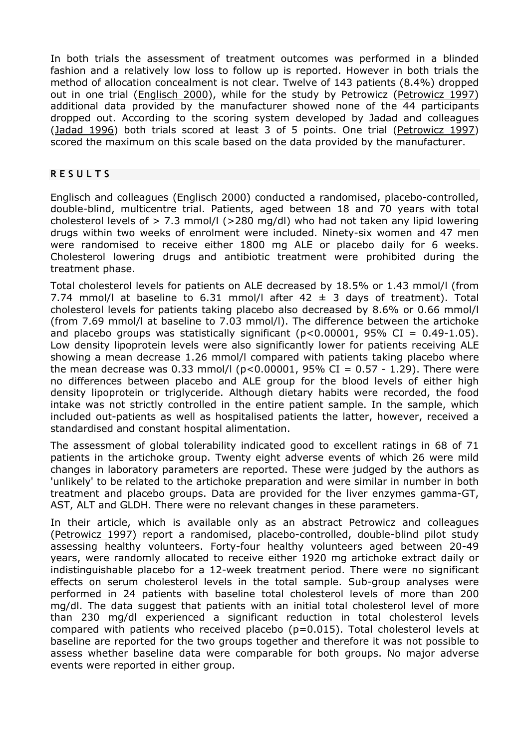In both trials the assessment of treatment outcomes was performed in a blinded fashion and a relatively low loss to follow up is reported. However in both trials the method of allocation concealment is not clear. Twelve of 143 patients (8.4%) dropped out in one trial (Englisch 2000), while for the study by Petrowicz (Petrowicz 1997) additional data provided by the manufacturer showed none of the 44 participants dropped out. According to the scoring system developed by Jadad and colleagues (Jadad 1996) both trials scored at least 3 of 5 points. One trial (Petrowicz 1997) scored the maximum on this scale based on the data provided by the manufacturer.

## RESULTS

Englisch and colleagues (Englisch 2000) conducted a randomised, placebo-controlled, double-blind, multicentre trial. Patients, aged between 18 and 70 years with total cholesterol levels of > 7.3 mmol/l (>280 mg/dl) who had not taken any lipid lowering drugs within two weeks of enrolment were included. Ninety-six women and 47 men were randomised to receive either 1800 mg ALE or placebo daily for 6 weeks. Cholesterol lowering drugs and antibiotic treatment were prohibited during the treatment phase.

Total cholesterol levels for patients on ALE decreased by 18.5% or 1.43 mmol/l (from 7.74 mmol/l at baseline to 6.31 mmol/l after 42 ± 3 days of treatment). Total cholesterol levels for patients taking placebo also decreased by 8.6% or 0.66 mmol/l (from 7.69 mmol/l at baseline to 7.03 mmol/l). The difference between the artichoke and placebo groups was statistically significant ($p<0.00001$, 95% CI = 0.49-1.05). Low density lipoprotein levels were also significantly lower for patients receiving ALE showing a mean decrease 1.26 mmol/l compared with patients taking placebo where the mean decrease was 0.33 mmol/l ($p<0.00001$, 95% CI = 0.57 - 1.29). There were no differences between placebo and ALE group for the blood levels of either high density lipoprotein or triglyceride. Although dietary habits were recorded, the food intake was not strictly controlled in the entire patient sample. In the sample, which included out-patients as well as hospitalised patients the latter, however, received a standardised and constant hospital alimentation.

The assessment of global tolerability indicated good to excellent ratings in 68 of 71 patients in the artichoke group. Twenty eight adverse events of which 26 were mild changes in laboratory parameters are reported. These were judged by the authors as 'unlikely' to be related to the artichoke preparation and were similar in number in both treatment and placebo groups. Data are provided for the liver enzymes gamma-GT, AST, ALT and GLDH. There were no relevant changes in these parameters.

In their article, which is available only as an abstract Petrowicz and colleagues (Petrowicz 1997) report a randomised, placebo-controlled, double-blind pilot study assessing healthy volunteers. Forty-four healthy volunteers aged between 20-49 years, were randomly allocated to receive either 1920 mg artichoke extract daily or indistinguishable placebo for a 12-week treatment period. There were no significant effects on serum cholesterol levels in the total sample. Sub-group analyses were performed in 24 patients with baseline total cholesterol levels of more than 200 mg/dl. The data suggest that patients with an initial total cholesterol level of more than 230 mg/dl experienced a significant reduction in total cholesterol levels compared with patients who received placebo ($p=0.015$). Total cholesterol levels at baseline are reported for the two groups together and therefore it was not possible to assess whether baseline data were comparable for both groups. No major adverse events were reported in either group.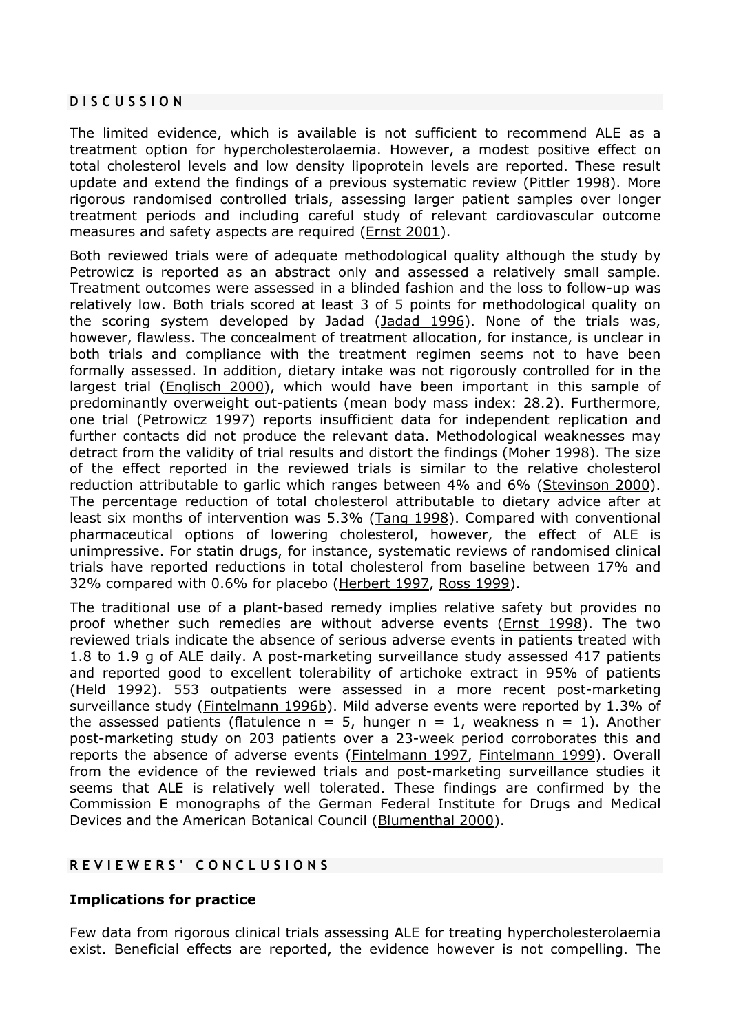## DISCUSSION

The limited evidence, which is available is not sufficient to recommend ALE as a treatment option for hypercholesterolaemia. However, a modest positive effect on total cholesterol levels and low density lipoprotein levels are reported. These result update and extend the findings of a previous systematic review (Pittler 1998). More rigorous randomised controlled trials, assessing larger patient samples over longer treatment periods and including careful study of relevant cardiovascular outcome measures and safety aspects are required (Ernst 2001).

Both reviewed trials were of adequate methodological quality although the study by Petrowicz is reported as an abstract only and assessed a relatively small sample. Treatment outcomes were assessed in a blinded fashion and the loss to follow-up was relatively low. Both trials scored at least 3 of 5 points for methodological quality on the scoring system developed by Jadad (Jadad 1996). None of the trials was, however, flawless. The concealment of treatment allocation, for instance, is unclear in both trials and compliance with the treatment regimen seems not to have been formally assessed. In addition, dietary intake was not rigorously controlled for in the largest trial (Englisch 2000), which would have been important in this sample of predominantly overweight out-patients (mean body mass index: 28.2). Furthermore, one trial (Petrowicz 1997) reports insufficient data for independent replication and further contacts did not produce the relevant data. Methodological weaknesses may detract from the validity of trial results and distort the findings (Moher 1998). The size of the effect reported in the reviewed trials is similar to the relative cholesterol reduction attributable to garlic which ranges between 4% and 6% (Stevinson 2000). The percentage reduction of total cholesterol attributable to dietary advice after at least six months of intervention was 5.3% (Tang 1998). Compared with conventional pharmaceutical options of lowering cholesterol, however, the effect of ALE is unimpressive. For statin drugs, for instance, systematic reviews of randomised clinical trials have reported reductions in total cholesterol from baseline between 17% and 32% compared with 0.6% for placebo (Herbert 1997, Ross 1999).

The traditional use of a plant-based remedy implies relative safety but provides no proof whether such remedies are without adverse events (Ernst 1998). The two reviewed trials indicate the absence of serious adverse events in patients treated with 1.8 to 1.9 g of ALE daily. A post-marketing surveillance study assessed 417 patients and reported good to excellent tolerability of artichoke extract in 95% of patients (Held 1992). 553 outpatients were assessed in a more recent post-marketing surveillance study (Fintelmann 1996b). Mild adverse events were reported by 1.3% of the assessed patients (flatulence n = 5, hunger n = 1, weakness n = 1). Another post-marketing study on 203 patients over a 23-week period corroborates this and reports the absence of adverse events (Fintelmann 1997, Fintelmann 1999). Overall from the evidence of the reviewed trials and post-marketing surveillance studies it seems that ALE is relatively well tolerated. These findings are confirmed by the Commission E monographs of the German Federal Institute for Drugs and Medical Devices and the American Botanical Council (Blumenthal 2000).

## REVIEWERS' CONCLUSIONS

### Implications for practice

Few data from rigorous clinical trials assessing ALE for treating hypercholesterolaemia exist. Beneficial effects are reported, the evidence however is not compelling. The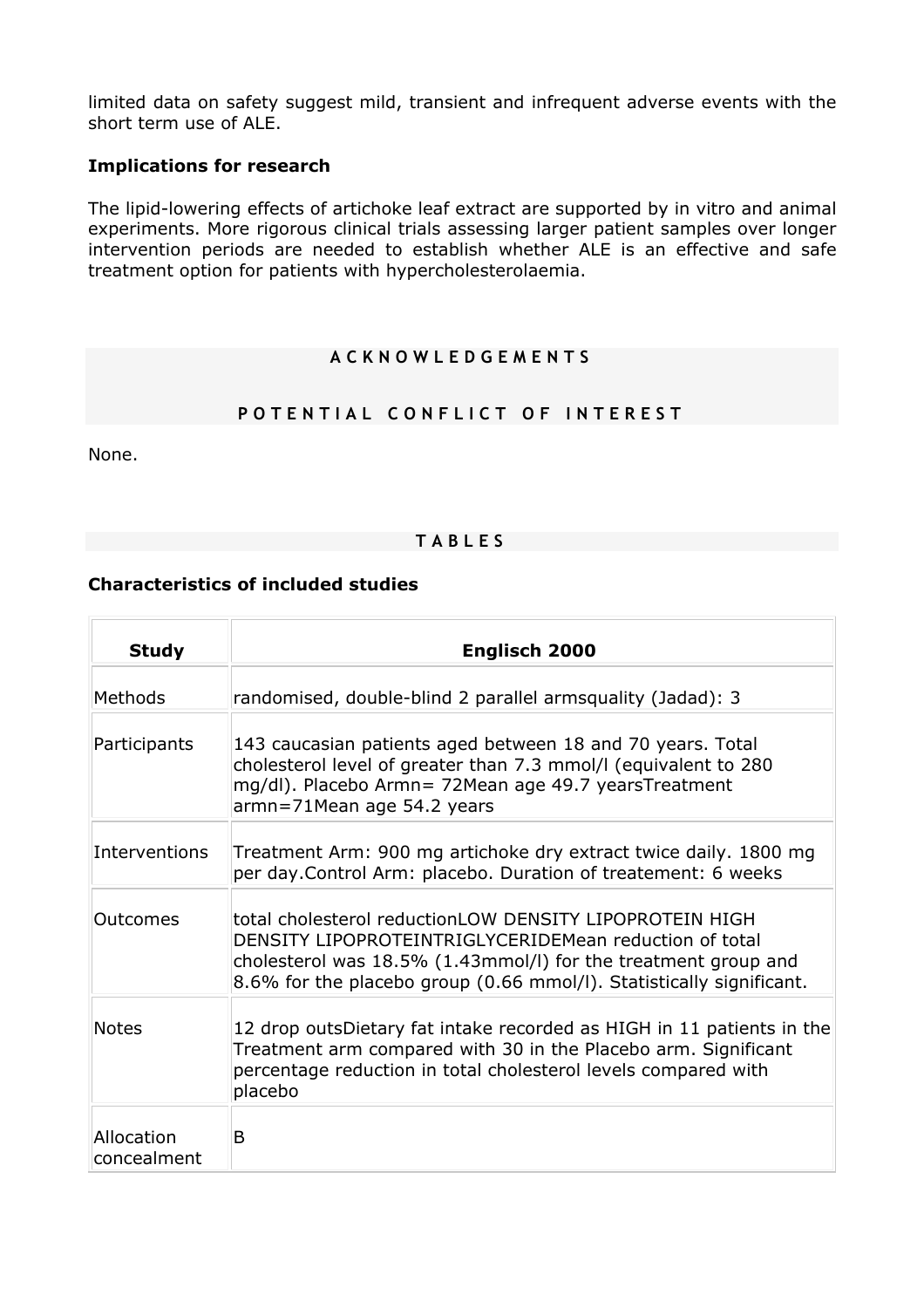limited data on safety suggest mild, transient and infrequent adverse events with the short term use of ALE.

### Implications for research

The lipid-lowering effects of artichoke leaf extract are supported by in vitro and animal experiments. More rigorous clinical trials assessing larger patient samples over longer intervention periods are needed to establish whether ALE is an effective and safe treatment option for patients with hypercholesterolaemia.

## ACKNOWLEDGEMENTS

## POTENTIAL CONFLICT OF INTEREST

None.

## TABLES

### Characteristics of included studies

| Study | Englisch 2000 |
| --- | --- |
| Methods | randomised, double-blind 2 parallel armsquality (Jadad): 3 |
| Participants | 143 caucasian patients aged between 18 and 70 years. Total cholesterol level of greater than 7.3 mmol/l (equivalent to 280 mg/dl). Placebo Armn= 72Mean age 49.7 yearsTreatment armn=71Mean age 54.2 years |
| Interventions | Treatment Arm: 900 mg artichoke dry extract twice daily. 1800 mg per day.Control Arm: placebo. Duration of treatement: 6 weeks |
| Outcomes | total cholesterol reductionLOW DENSITY LIPOPROTEIN HIGH DENSITY LIPOPROTEINTRIGLYCERIDEMean reduction of total cholesterol was 18.5% (1.43mmol/l) for the treatment group and 8.6% for the placebo group (0.66 mmol/l). Statistically significant. |
| Notes | 12 drop outsDietary fat intake recorded as HIGH in 11 patients in the Treatment arm compared with 30 in the Placebo arm. Significant percentage reduction in total cholesterol levels compared with placebo |
| Allocation concealment | B |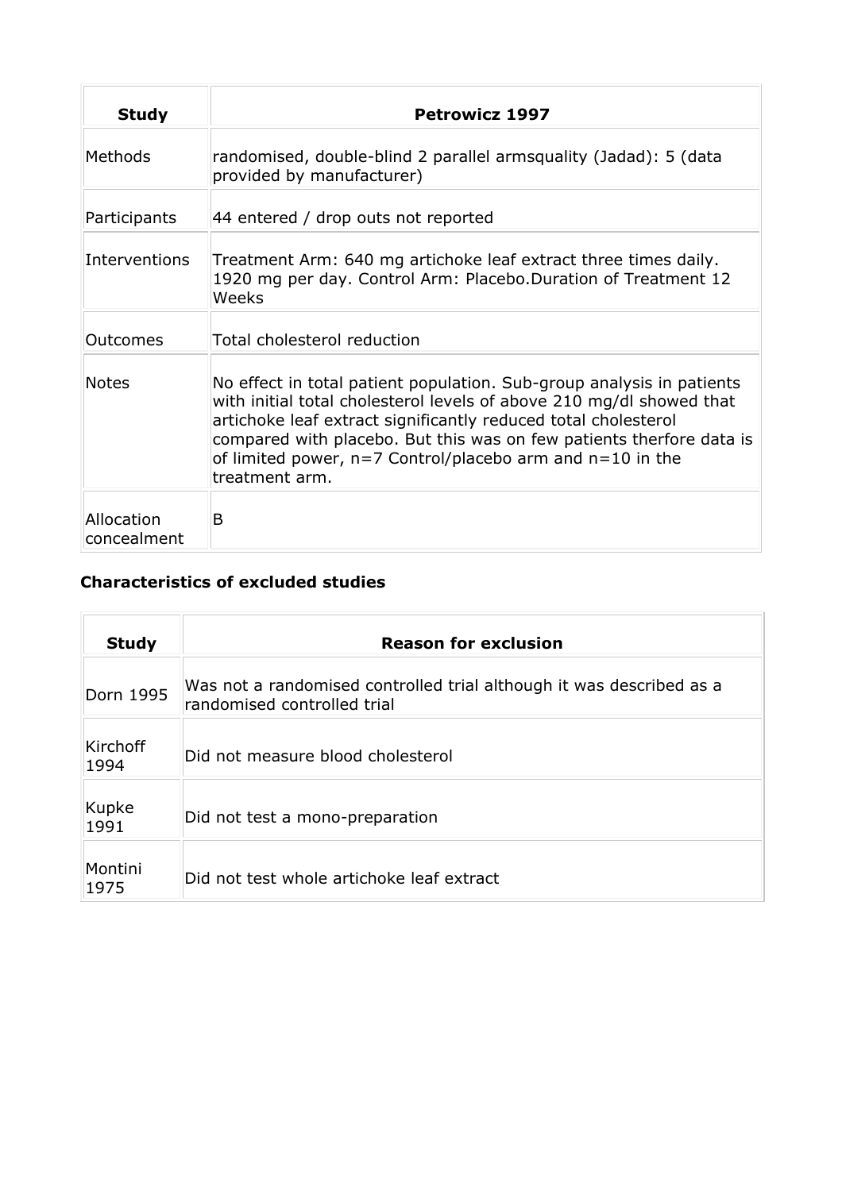| Study | Petrowicz 1997 |
| --- | --- |
| Methods | randomised, double-blind 2 parallel armsquality (Jadad): 5 (data provided by manufacturer) |
| Participants | 44 entered / drop outs not reported |
| Interventions | Treatment Arm: 640 mg artichoke leaf extract three times daily. 1920 mg per day. Control Arm: Placebo.Duration of Treatment 12 Weeks |
| Outcomes | Total cholesterol reduction |
| Notes | No effect in total patient population. Sub-group analysis in patients with initial total cholesterol levels of above 210 mg/dl showed that artichoke leaf extract significantly reduced total cholesterol compared with placebo. But this was on few patients therfore data is of limited power, n=7 Control/placebo arm and n=10 in the treatment arm. |
| Allocation concealment | B |

### Characteristics of excluded studies

| Study | Reason for exclusion |
| --- | --- |
| Dorn 1995 | Was not a randomised controlled trial although it was described as a randomised controlled trial |
| Kirchoff 1994 | Did not measure blood cholesterol |
| Kupke 1991 | Did not test a mono-preparation |
| Montini 1975 | Did not test whole artichoke leaf extract |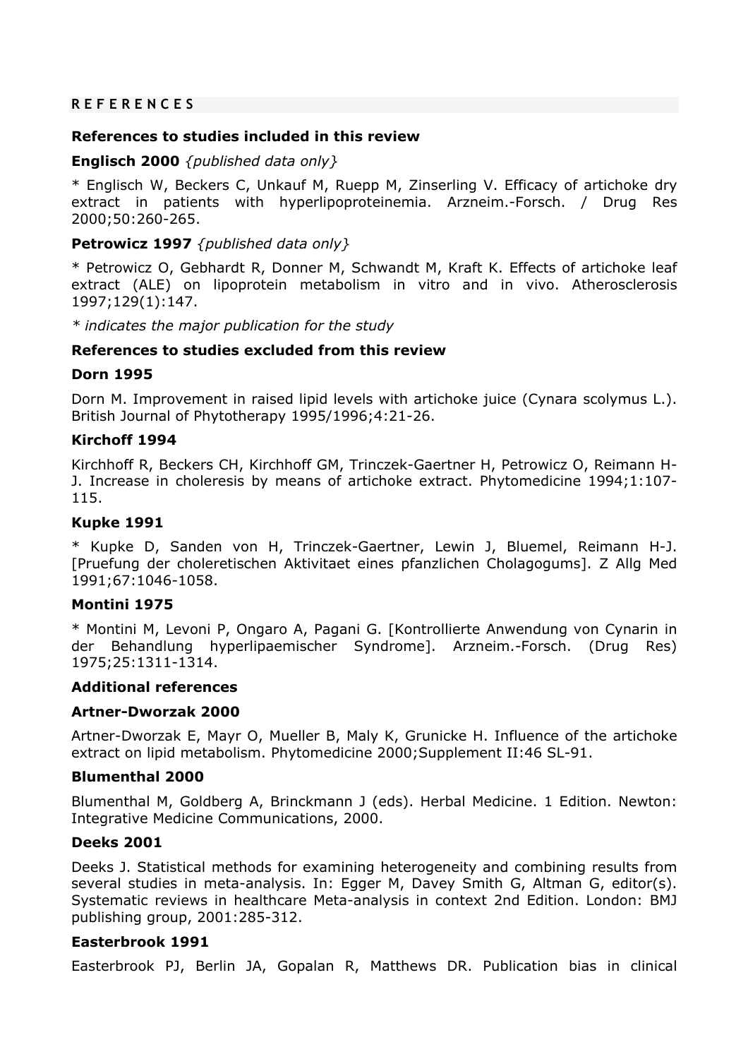## REFERENCES

### References to studies included in this review

**Englisch 2000** *{published data only}*

* Englisch W, Beckers C, Unkauf M, Ruepp M, Zinserling V. Efficacy of artichoke dry extract in patients with hyperlipoproteinemia. Arzneim.-Forsch. / Drug Res 2000;50:260-265.

**Petrowicz 1997** *{published data only}*

* Petrowicz O, Gebhardt R, Donner M, Schwandt M, Kraft K. Effects of artichoke leaf extract (ALE) on lipoprotein metabolism in vitro and in vivo. Atherosclerosis 1997;129(1):147.

*\* indicates the major publication for the study*

### References to studies excluded from this review

**Dorn 1995**

Dorn M. Improvement in raised lipid levels with artichoke juice (Cynara scolymus L.). British Journal of Phytotherapy 1995/1996;4:21-26.

**Kirchoff 1994**

Kirchhoff R, Beckers CH, Kirchhoff GM, Trinczek-Gaertner H, Petrowicz O, Reimann H-J. Increase in choleresis by means of artichoke extract. Phytomedicine 1994;1:107-115.

**Kupke 1991**

* Kupke D, Sanden von H, Trinczek-Gaertner, Lewin J, Bluemel, Reimann H-J. [Pruefung der choleretischen Aktivitaet eines pfanzlichen Cholagogums]. Z Allg Med 1991;67:1046-1058.

**Montini 1975**

* Montini M, Levoni P, Ongaro A, Pagani G. [Kontrollierte Anwendung von Cynarin in der Behandlung hyperlipaemischer Syndrome]. Arzneim.-Forsch. (Drug Res) 1975;25:1311-1314.

### Additional references

**Artner-Dworzak 2000**

Artner-Dworzak E, Mayr O, Mueller B, Maly K, Grunicke H. Influence of the artichoke extract on lipid metabolism. Phytomedicine 2000;Supplement II:46 SL-91.

**Blumenthal 2000**

Blumenthal M, Goldberg A, Brinckmann J (eds). Herbal Medicine. 1 Edition. Newton: Integrative Medicine Communications, 2000.

**Deeks 2001**

Deeks J. Statistical methods for examining heterogeneity and combining results from several studies in meta-analysis. In: Egger M, Davey Smith G, Altman G, editor(s). Systematic reviews in healthcare Meta-analysis in context 2nd Edition. London: BMJ publishing group, 2001:285-312.

**Easterbrook 1991**

Easterbrook PJ, Berlin JA, Gopalan R, Matthews DR. Publication bias in clinical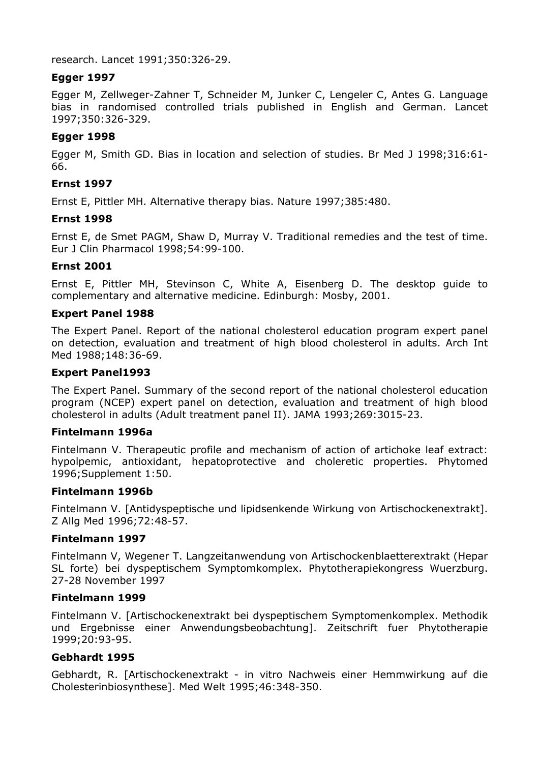research. Lancet 1991;350:326-29.

**Egger 1997**

Egger M, Zellweger-Zahner T, Schneider M, Junker C, Lengeler C, Antes G. Language bias in randomised controlled trials published in English and German. Lancet 1997;350:326-329.

**Egger 1998**

Egger M, Smith GD. Bias in location and selection of studies. Br Med J 1998;316:61-66.

**Ernst 1997**

Ernst E, Pittler MH. Alternative therapy bias. Nature 1997;385:480.

**Ernst 1998**

Ernst E, de Smet PAGM, Shaw D, Murray V. Traditional remedies and the test of time. Eur J Clin Pharmacol 1998;54:99-100.

**Ernst 2001**

Ernst E, Pittler MH, Stevinson C, White A, Eisenberg D. The desktop guide to complementary and alternative medicine. Edinburgh: Mosby, 2001.

**Expert Panel 1988**

The Expert Panel. Report of the national cholesterol education program expert panel on detection, evaluation and treatment of high blood cholesterol in adults. Arch Int Med 1988;148:36-69.

**Expert Panel1993**

The Expert Panel. Summary of the second report of the national cholesterol education program (NCEP) expert panel on detection, evaluation and treatment of high blood cholesterol in adults (Adult treatment panel II). JAMA 1993;269:3015-23.

**Fintelmann 1996a**

Fintelmann V. Therapeutic profile and mechanism of action of artichoke leaf extract: hypolpemic, antioxidant, hepatoprotective and choleretic properties. Phytomed 1996;Supplement 1:50.

**Fintelmann 1996b**

Fintelmann V. [Antidyspeptische und lipidsenkende Wirkung von Artischockenextrakt]. Z Allg Med 1996;72:48-57.

**Fintelmann 1997**

Fintelmann V, Wegener T. Langzeitanwendung von Artischockenblaetterextrakt (Hepar SL forte) bei dyspeptischem Symptomkomplex. Phytotherapiekongress Wuerzburg. 27-28 November 1997

**Fintelmann 1999**

Fintelmann V. [Artischockenextrakt bei dyspeptischem Symptomenkomplex. Methodik und Ergebnisse einer Anwendungsbeobachtung]. Zeitschrift fuer Phytotherapie 1999;20:93-95.

**Gebhardt 1995**

Gebhardt, R. [Artischockenextrakt - in vitro Nachweis einer Hemmwirkung auf die Cholesterinbiosynthese]. Med Welt 1995;46:348-350.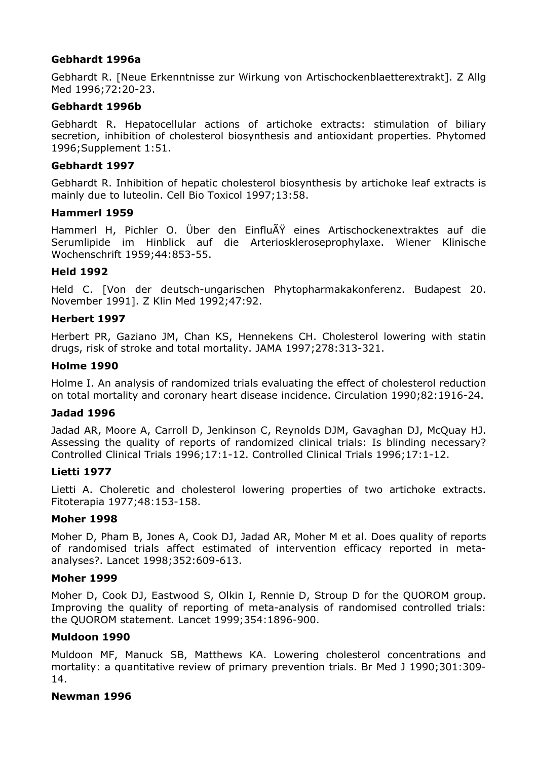**Gebhardt 1996a**

Gebhardt R. [Neue Erkenntnisse zur Wirkung von Artischockenblaetterextrakt]. Z Allg Med 1996;72:20-23.

**Gebhardt 1996b**

Gebhardt R. Hepatocellular actions of artichoke extracts: stimulation of biliary secretion, inhibition of cholesterol biosynthesis and antioxidant properties. Phytomed 1996;Supplement 1:51.

**Gebhardt 1997**

Gebhardt R. Inhibition of hepatic cholesterol biosynthesis by artichoke leaf extracts is mainly due to luteolin. Cell Bio Toxicol 1997;13:58.

**Hammerl 1959**

Hammerl H, Pichler O. Über den EinfluÃŸ eines Artischockenextraktes auf die Serumlipide im Hinblick auf die Arterioskleroseprophylaxe. Wiener Klinische Wochenschrift 1959;44:853-55.

**Held 1992**

Held C. [Von der deutsch-ungarischen Phytopharmakakonferenz. Budapest 20. November 1991]. Z Klin Med 1992;47:92.

**Herbert 1997**

Herbert PR, Gaziano JM, Chan KS, Hennekens CH. Cholesterol lowering with statin drugs, risk of stroke and total mortality. JAMA 1997;278:313-321.

**Holme 1990**

Holme I. An analysis of randomized trials evaluating the effect of cholesterol reduction on total mortality and coronary heart disease incidence. Circulation 1990;82:1916-24.

**Jadad 1996**

Jadad AR, Moore A, Carroll D, Jenkinson C, Reynolds DJM, Gavaghan DJ, McQuay HJ. Assessing the quality of reports of randomized clinical trials: Is blinding necessary? Controlled Clinical Trials 1996;17:1-12. Controlled Clinical Trials 1996;17:1-12.

**Lietti 1977**

Lietti A. Choleretic and cholesterol lowering properties of two artichoke extracts. Fitoterapia 1977;48:153-158.

**Moher 1998**

Moher D, Pham B, Jones A, Cook DJ, Jadad AR, Moher M et al. Does quality of reports of randomised trials affect estimated of intervention efficacy reported in meta-analyses?. Lancet 1998;352:609-613.

**Moher 1999**

Moher D, Cook DJ, Eastwood S, Olkin I, Rennie D, Stroup D for the QUOROM group. Improving the quality of reporting of meta-analysis of randomised controlled trials: the QUOROM statement. Lancet 1999;354:1896-900.

**Muldoon 1990**

Muldoon MF, Manuck SB, Matthews KA. Lowering cholesterol concentrations and mortality: a quantitative review of primary prevention trials. Br Med J 1990;301:309-14.

**Newman 1996**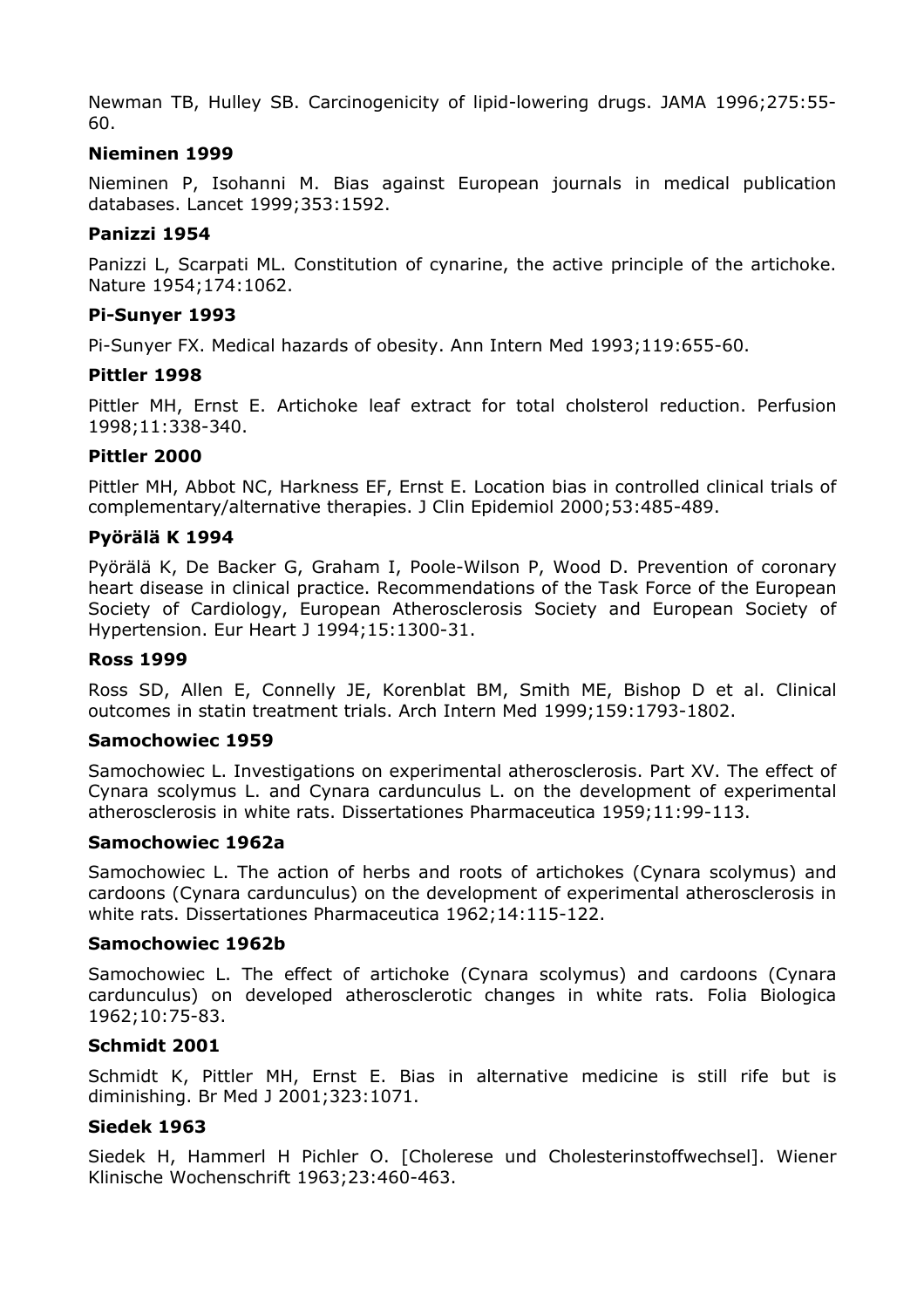Newman TB, Hulley SB. Carcinogenicity of lipid-lowering drugs. JAMA 1996;275:55-60.

**Nieminen 1999**

Nieminen P, Isohanni M. Bias against European journals in medical publication databases. Lancet 1999;353:1592.

**Panizzi 1954**

Panizzi L, Scarpati ML. Constitution of cynarine, the active principle of the artichoke. Nature 1954;174:1062.

**Pi-Sunyer 1993**

Pi-Sunyer FX. Medical hazards of obesity. Ann Intern Med 1993;119:655-60.

**Pittler 1998**

Pittler MH, Ernst E. Artichoke leaf extract for total cholsterol reduction. Perfusion 1998;11:338-340.

**Pittler 2000**

Pittler MH, Abbot NC, Harkness EF, Ernst E. Location bias in controlled clinical trials of complementary/alternative therapies. J Clin Epidemiol 2000;53:485-489.

**Pyörälä K 1994**

Pyörälä K, De Backer G, Graham I, Poole-Wilson P, Wood D. Prevention of coronary heart disease in clinical practice. Recommendations of the Task Force of the European Society of Cardiology, European Atherosclerosis Society and European Society of Hypertension. Eur Heart J 1994;15:1300-31.

**Ross 1999**

Ross SD, Allen E, Connelly JE, Korenblat BM, Smith ME, Bishop D et al. Clinical outcomes in statin treatment trials. Arch Intern Med 1999;159:1793-1802.

**Samochowiec 1959**

Samochowiec L. Investigations on experimental atherosclerosis. Part XV. The effect of Cynara scolymus L. and Cynara cardunculus L. on the development of experimental atherosclerosis in white rats. Dissertationes Pharmaceutica 1959;11:99-113.

**Samochowiec 1962a**

Samochowiec L. The action of herbs and roots of artichokes (Cynara scolymus) and cardoons (Cynara cardunculus) on the development of experimental atherosclerosis in white rats. Dissertationes Pharmaceutica 1962;14:115-122.

**Samochowiec 1962b**

Samochowiec L. The effect of artichoke (Cynara scolymus) and cardoons (Cynara cardunculus) on developed atherosclerotic changes in white rats. Folia Biologica 1962;10:75-83.

**Schmidt 2001**

Schmidt K, Pittler MH, Ernst E. Bias in alternative medicine is still rife but is diminishing. Br Med J 2001;323:1071.

**Siedek 1963**

Siedek H, Hammerl H Pichler O. [Cholerese und Cholesterinstoffwechsel]. Wiener Klinische Wochenschrift 1963;23:460-463.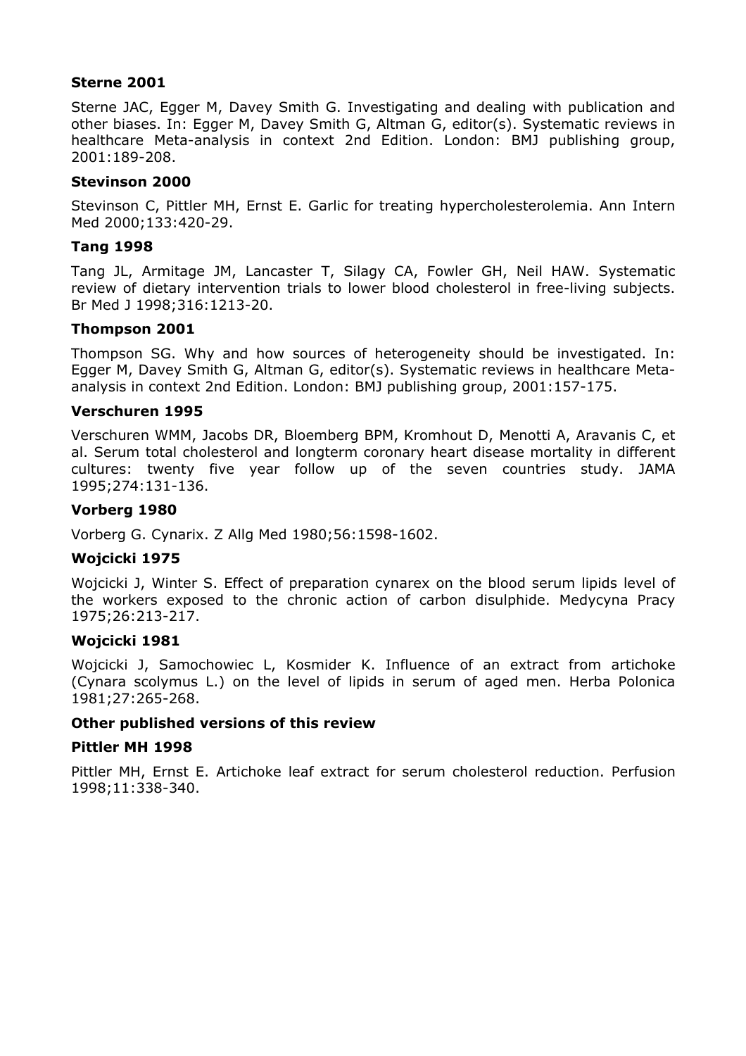**Sterne 2001**

Sterne JAC, Egger M, Davey Smith G. Investigating and dealing with publication and other biases. In: Egger M, Davey Smith G, Altman G, editor(s). Systematic reviews in healthcare Meta-analysis in context 2nd Edition. London: BMJ publishing group, 2001:189-208.

**Stevinson 2000**

Stevinson C, Pittler MH, Ernst E. Garlic for treating hypercholesterolemia. Ann Intern Med 2000;133:420-29.

**Tang 1998**

Tang JL, Armitage JM, Lancaster T, Silagy CA, Fowler GH, Neil HAW. Systematic review of dietary intervention trials to lower blood cholesterol in free-living subjects. Br Med J 1998;316:1213-20.

**Thompson 2001**

Thompson SG. Why and how sources of heterogeneity should be investigated. In: Egger M, Davey Smith G, Altman G, editor(s). Systematic reviews in healthcare Meta-analysis in context 2nd Edition. London: BMJ publishing group, 2001:157-175.

**Verschuren 1995**

Verschuren WMM, Jacobs DR, Bloemberg BPM, Kromhout D, Menotti A, Aravanis C, et al. Serum total cholesterol and longterm coronary heart disease mortality in different cultures: twenty five year follow up of the seven countries study. JAMA 1995;274:131-136.

**Vorberg 1980**

Vorberg G. Cynarix. Z Allg Med 1980;56:1598-1602.

**Wojcicki 1975**

Wojcicki J, Winter S. Effect of preparation cynarex on the blood serum lipids level of the workers exposed to the chronic action of carbon disulphide. Medycyna Pracy 1975;26:213-217.

**Wojcicki 1981**

Wojcicki J, Samochowiec L, Kosmider K. Influence of an extract from artichoke (Cynara scolymus L.) on the level of lipids in serum of aged men. Herba Polonica 1981;27:265-268.

**Other published versions of this review**

**Pittler MH 1998**

Pittler MH, Ernst E. Artichoke leaf extract for serum cholesterol reduction. Perfusion 1998;11:338-340.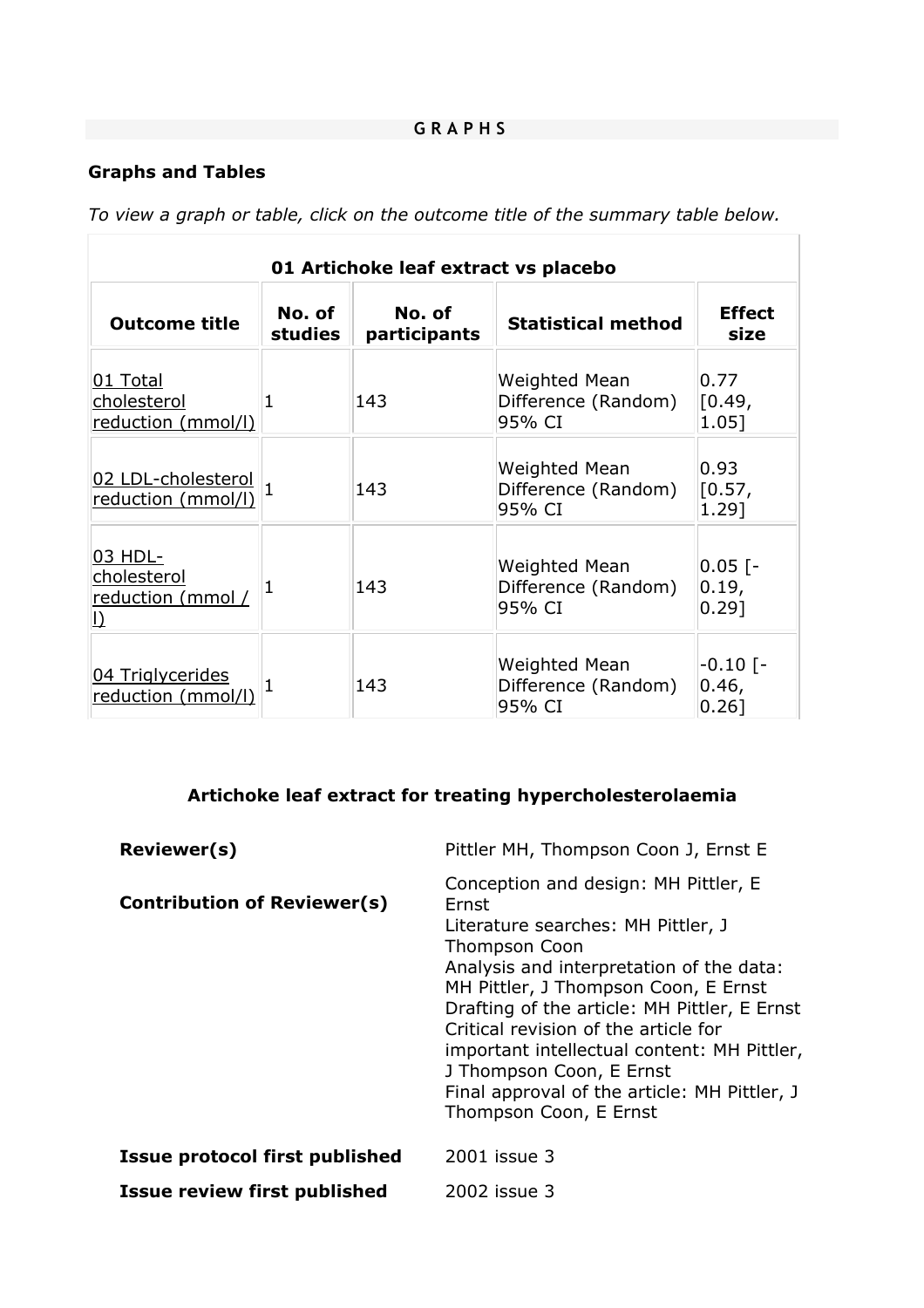## GRAPHS

### Graphs and Tables

*To view a graph or table, click on the outcome title of the summary table below.*

| 01 Artichoke leaf extract vs placebo | | | | |
|---|---|---|---|---|
| **Outcome title** | **No. of studies** | **No. of participants** | **Statistical method** | **Effect size** |
| 01 Total cholesterol reduction (mmol/l) | 1 | 143 | Weighted Mean Difference (Random) 95% CI | 0.77 [0.49, 1.05] |
| 02 LDL-cholesterol reduction (mmol/l) | 1 | 143 | Weighted Mean Difference (Random) 95% CI | 0.93 [0.57, 1.29] |
| 03 HDL-cholesterol reduction (mmol / l) | 1 | 143 | Weighted Mean Difference (Random) 95% CI | 0.05 [-0.19, 0.29] |
| 04 Triglycerides reduction (mmol/l) | 1 | 143 | Weighted Mean Difference (Random) 95% CI | -0.10 [-0.46, 0.26] |

### Artichoke leaf extract for treating hypercholesterolaemia

| | |
|---|---|
| **Reviewer(s)** | Pittler MH, Thompson Coon J, Ernst E |
| **Contribution of Reviewer(s)** | Conception and design: MH Pittler, E Ernst<br>Literature searches: MH Pittler, J Thompson Coon<br>Analysis and interpretation of the data: MH Pittler, J Thompson Coon, E Ernst<br>Drafting of the article: MH Pittler, E Ernst<br>Critical revision of the article for important intellectual content: MH Pittler, J Thompson Coon, E Ernst<br>Final approval of the article: MH Pittler, J Thompson Coon, E Ernst |
| **Issue protocol first published** | 2001 issue 3 |
| **Issue review first published** | 2002 issue 3 |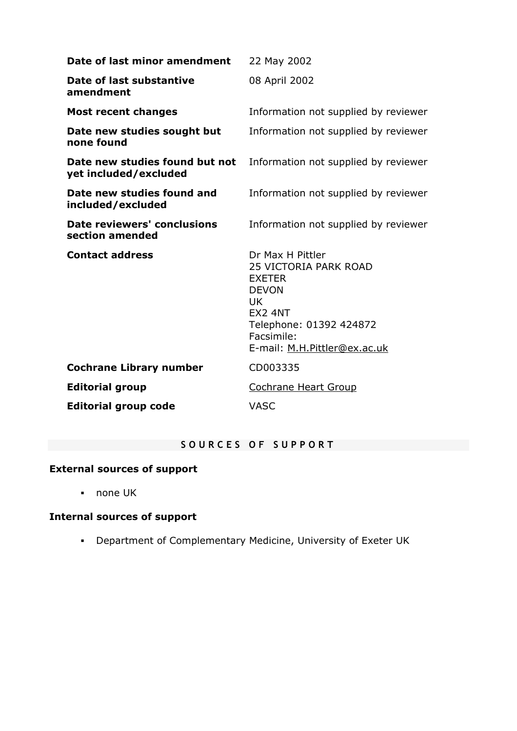| | |
|---|---|
| **Date of last minor amendment** | 22 May 2002 |
| **Date of last substantive amendment** | 08 April 2002 |
| **Most recent changes** | Information not supplied by reviewer |
| **Date new studies sought but none found** | Information not supplied by reviewer |
| **Date new studies found but not yet included/excluded** | Information not supplied by reviewer |
| **Date new studies found and included/excluded** | Information not supplied by reviewer |
| **Date reviewers' conclusions section amended** | Information not supplied by reviewer |
| **Contact address** | Dr Max H Pittler<br>25 VICTORIA PARK ROAD<br>EXETER<br>DEVON<br>UK<br>EX2 4NT<br>Telephone: 01392 424872<br>Facsimile:<br>E-mail: M.H.Pittler@ex.ac.uk |
| **Cochrane Library number** | CD003335 |
| **Editorial group** | Cochrane Heart Group |
| **Editorial group code** | VASC |

## SOURCES OF SUPPORT

### External sources of support

- none UK

### Internal sources of support

- Department of Complementary Medicine, University of Exeter UK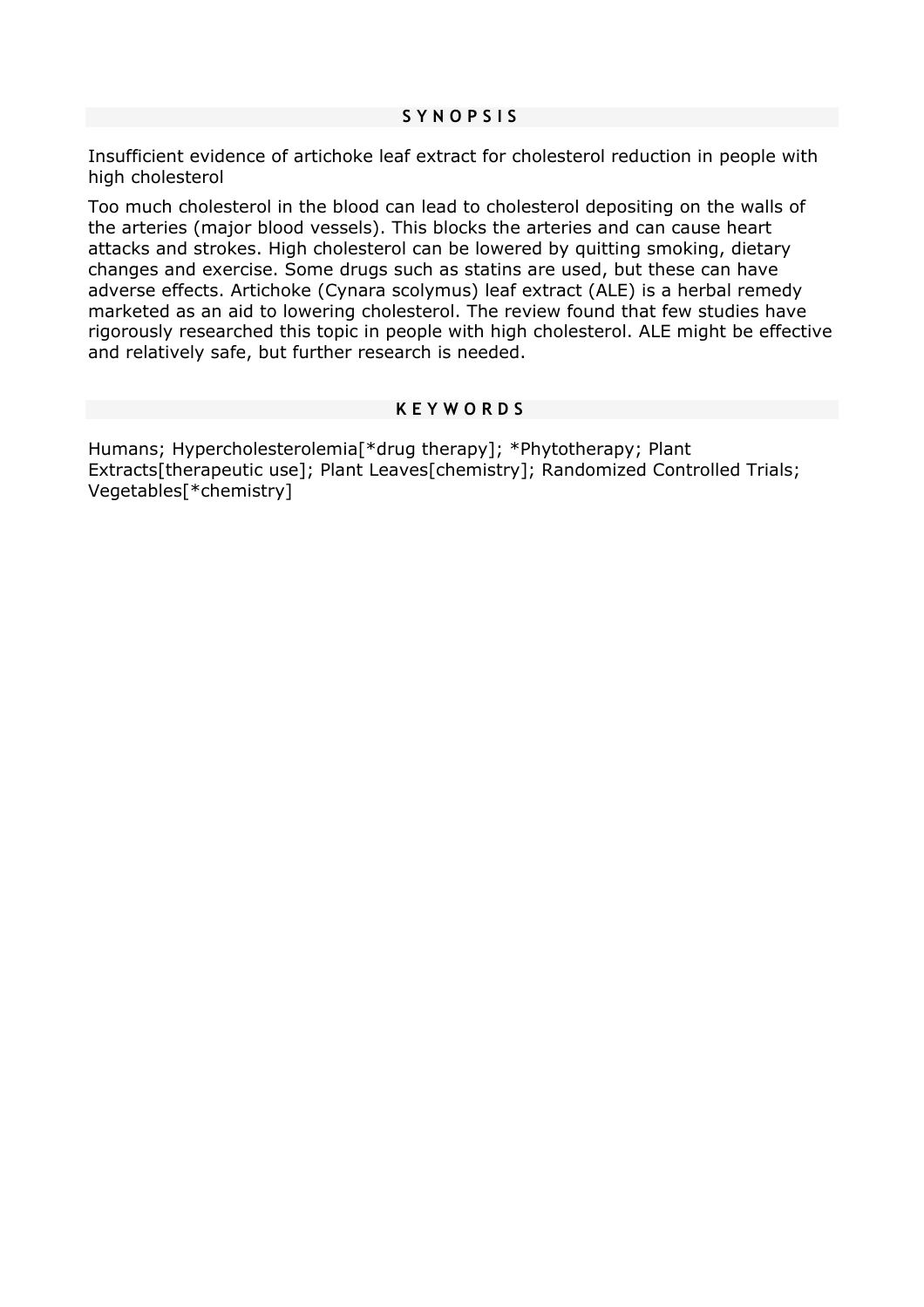## SYNOPSIS

Insufficient evidence of artichoke leaf extract for cholesterol reduction in people with high cholesterol

Too much cholesterol in the blood can lead to cholesterol depositing on the walls of the arteries (major blood vessels). This blocks the arteries and can cause heart attacks and strokes. High cholesterol can be lowered by quitting smoking, dietary changes and exercise. Some drugs such as statins are used, but these can have adverse effects. Artichoke (Cynara scolymus) leaf extract (ALE) is a herbal remedy marketed as an aid to lowering cholesterol. The review found that few studies have rigorously researched this topic in people with high cholesterol. ALE might be effective and relatively safe, but further research is needed.

## KEYWORDS

Humans; Hypercholesterolemia[*drug therapy]; *Phytotherapy; Plant Extracts[therapeutic use]; Plant Leaves[chemistry]; Randomized Controlled Trials; Vegetables[*chemistry]